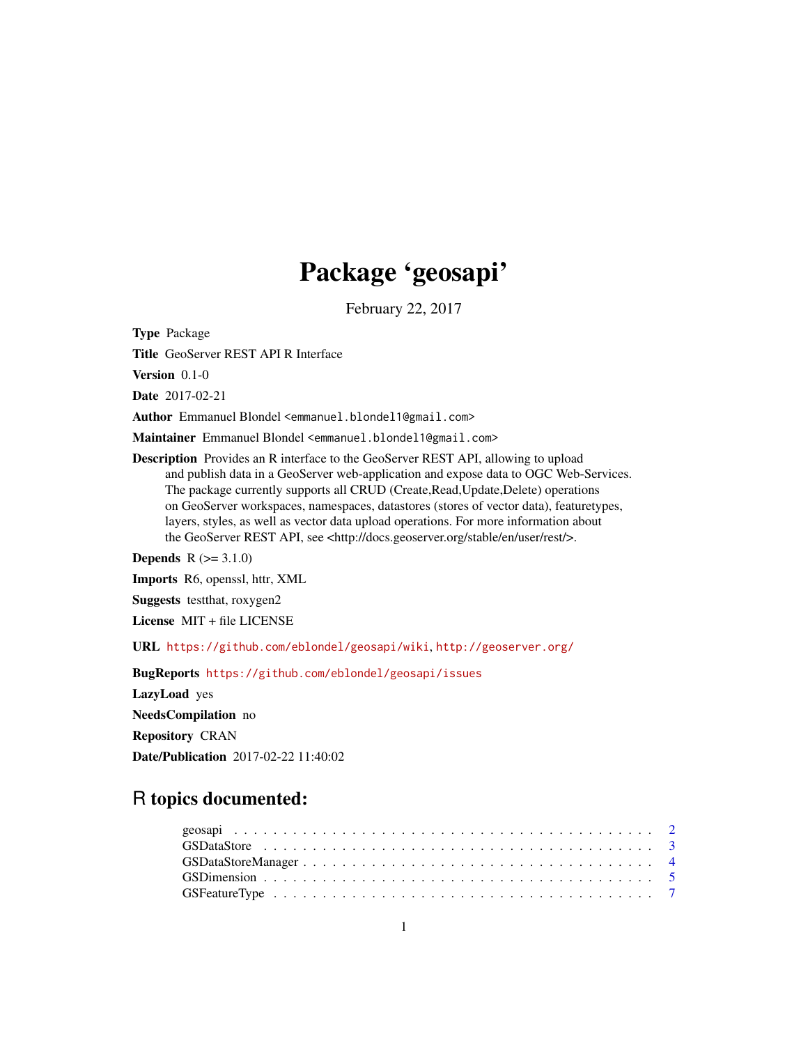# Package 'geosapi'

February 22, 2017

**Type** Package

**Title** GeoServer REST API R Interface

**Version** 0.1-0

**Date** 2017-02-21

**Author** Emmanuel Blondel <emmanuel.blondel1@gmail.com>

**Maintainer** Emmanuel Blondel <emmanuel.blondel1@gmail.com>

**Description** Provides an R interface to the GeoServer REST API, allowing to upload and publish data in a GeoServer web-application and expose data to OGC Web-Services. The package currently supports all CRUD (Create,Read,Update,Delete) operations on GeoServer workspaces, namespaces, datastores (stores of vector data), featuretypes, layers, styles, as well as vector data upload operations. For more information about the GeoServer REST API, see <http://docs.geoserver.org/stable/en/user/rest/>.

**Depends** R (>= 3.1.0)

**Imports** R6, openssl, httr, XML

**Suggests** testthat, roxygen2

**License** MIT + file LICENSE

**URL** https://github.com/eblondel/geosapi/wiki, http://geoserver.org/

**BugReports** https://github.com/eblondel/geosapi/issues

**LazyLoad** yes

**NeedsCompilation** no

**Repository** CRAN

**Date/Publication** 2017-02-22 11:40:02

## R topics documented:

- geosapi . . . . . . . . . . . . . . . . . . . . . . . . . . . . . . . . . . . . . . . . 2
- GSDataStore . . . . . . . . . . . . . . . . . . . . . . . . . . . . . . . . . . . . . . . 3
- GSDataStoreManager . . . . . . . . . . . . . . . . . . . . . . . . . . . . . . . . . . 4
- GSDimension . . . . . . . . . . . . . . . . . . . . . . . . . . . . . . . . . . . . . . 5
- GSFeatureType . . . . . . . . . . . . . . . . . . . . . . . . . . . . . . . . . . . . . 7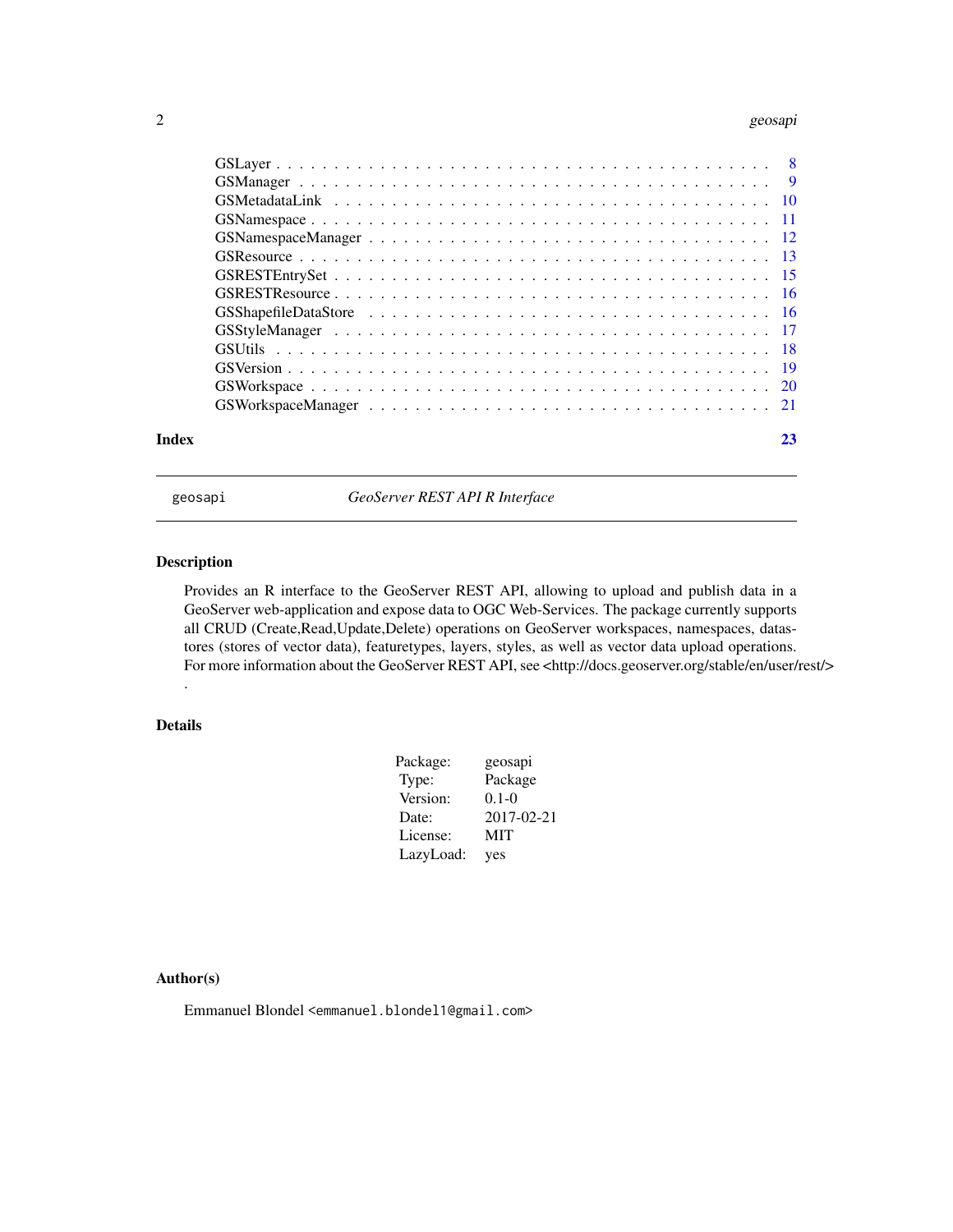GSLayer . . . . . . . . . . . . . . . . . . . . . . . . . . . . . . . . . . . . . . . . 8
GSManager . . . . . . . . . . . . . . . . . . . . . . . . . . . . . . . . . . . . . . . 9
GSMetadataLink . . . . . . . . . . . . . . . . . . . . . . . . . . . . . . . . . . . . 10
GSNamespace . . . . . . . . . . . . . . . . . . . . . . . . . . . . . . . . . . . . . 11
GSNamespaceManager . . . . . . . . . . . . . . . . . . . . . . . . . . . . . . . . . 12
GSResource . . . . . . . . . . . . . . . . . . . . . . . . . . . . . . . . . . . . . . 13
GSRESTEntrySet . . . . . . . . . . . . . . . . . . . . . . . . . . . . . . . . . . . 15
GSRESTResource . . . . . . . . . . . . . . . . . . . . . . . . . . . . . . . . . . . 16
GSShapefileDataStore . . . . . . . . . . . . . . . . . . . . . . . . . . . . . . . . 16
GSStyleManager . . . . . . . . . . . . . . . . . . . . . . . . . . . . . . . . . . . 17
GSUtils . . . . . . . . . . . . . . . . . . . . . . . . . . . . . . . . . . . . . . . . 18
GSVersion . . . . . . . . . . . . . . . . . . . . . . . . . . . . . . . . . . . . . . 19
GSWorkspace . . . . . . . . . . . . . . . . . . . . . . . . . . . . . . . . . . . . . 20
GSWorkspaceManager . . . . . . . . . . . . . . . . . . . . . . . . . . . . . . . . 21

**Index** 23

---

## geosapi — *GeoServer REST API R Interface*

### Description

Provides an R interface to the GeoServer REST API, allowing to upload and publish data in a GeoServer web-application and expose data to OGC Web-Services. The package currently supports all CRUD (Create,Read,Update,Delete) operations on GeoServer workspaces, namespaces, datastores (stores of vector data), featuretypes, layers, styles, as well as vector data upload operations. For more information about the GeoServer REST API, see <http://docs.geoserver.org/stable/en/user/rest/> .

### Details

| | |
|---|---|
| Package: | geosapi |
| Type: | Package |
| Version: | 0.1-0 |
| Date: | 2017-02-21 |
| License: | MIT |
| LazyLoad: | yes |

### Author(s)

Emmanuel Blondel <emmanuel.blondel1@gmail.com>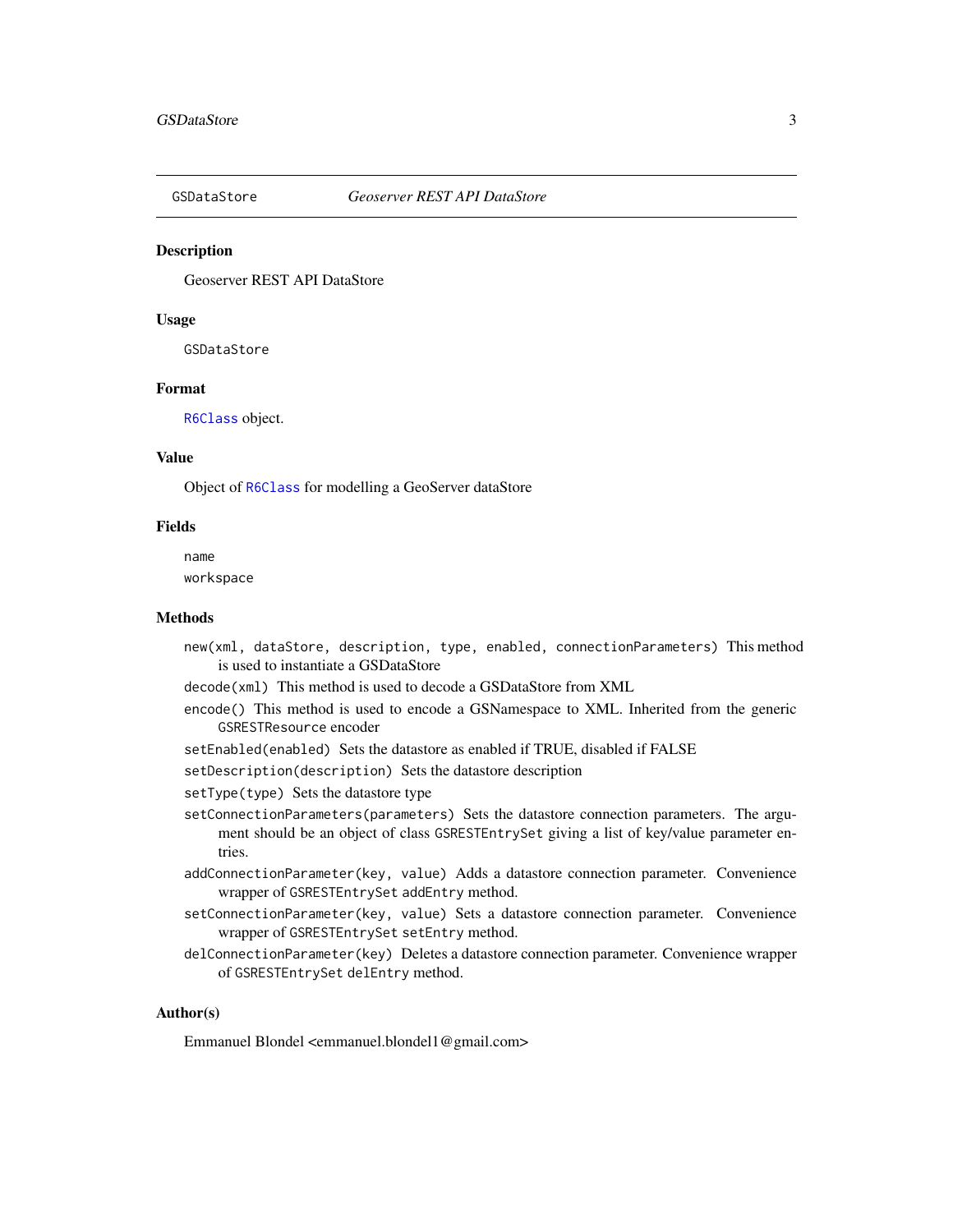GSDataStore *Geoserver REST API DataStore*

## Description

Geoserver REST API DataStore

## Usage

```
GSDataStore
```

## Format

`R6Class` object.

## Value

Object of `R6Class` for modelling a GeoServer dataStore

## Fields

`name`

`workspace`

## Methods

`new(xml, dataStore, description, type, enabled, connectionParameters)` This method is used to instantiate a GSDataStore

`decode(xml)` This method is used to decode a GSDataStore from XML

`encode()` This method is used to encode a GSNamespace to XML. Inherited from the generic `GSRESTResource` encoder

`setEnabled(enabled)` Sets the datastore as enabled if TRUE, disabled if FALSE

`setDescription(description)` Sets the datastore description

`setType(type)` Sets the datastore type

`setConnectionParameters(parameters)` Sets the datastore connection parameters. The argument should be an object of class `GSRESTEntrySet` giving a list of key/value parameter entries.

`addConnectionParameter(key, value)` Adds a datastore connection parameter. Convenience wrapper of `GSRESTEntrySet` `addEntry` method.

`setConnectionParameter(key, value)` Sets a datastore connection parameter. Convenience wrapper of `GSRESTEntrySet` `setEntry` method.

`delConnectionParameter(key)` Deletes a datastore connection parameter. Convenience wrapper of `GSRESTEntrySet` `delEntry` method.

## Author(s)

Emmanuel Blondel <emmanuel.blondel1@gmail.com>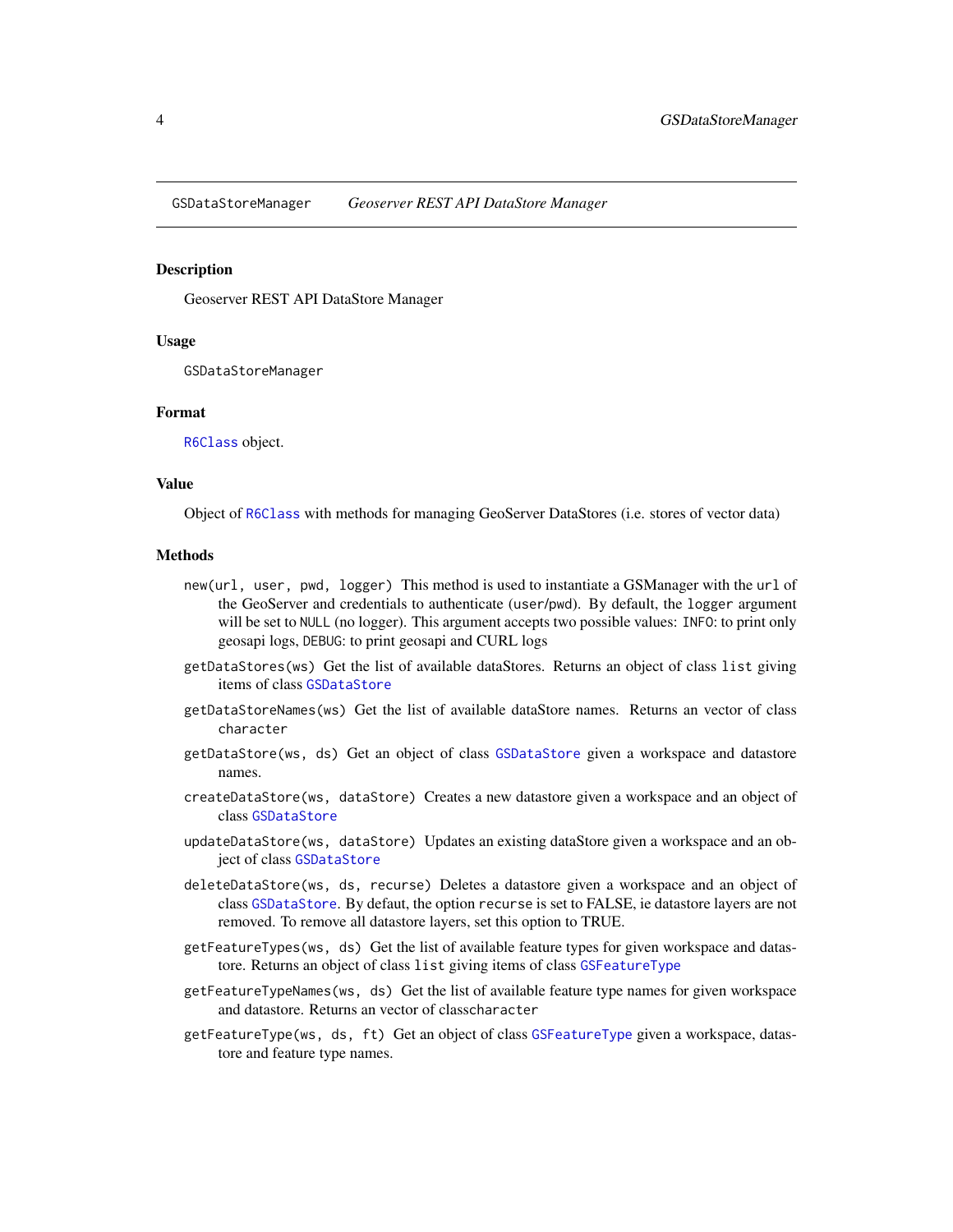# GSDataStoreManager — *Geoserver REST API DataStore Manager*

## Description

Geoserver REST API DataStore Manager

## Usage

```
GSDataStoreManager
```

## Format

`R6Class` object.

## Value

Object of `R6Class` with methods for managing GeoServer DataStores (i.e. stores of vector data)

## Methods

`new(url, user, pwd, logger)` This method is used to instantiate a GSManager with the `url` of the GeoServer and credentials to authenticate (`user`/`pwd`). By default, the `logger` argument will be set to `NULL` (no logger). This argument accepts two possible values: `INFO`: to print only geosapi logs, `DEBUG`: to print geosapi and CURL logs

`getDataStores(ws)` Get the list of available dataStores. Returns an object of class `list` giving items of class `GSDataStore`

`getDataStoreNames(ws)` Get the list of available dataStore names. Returns an vector of class `character`

`getDataStore(ws, ds)` Get an object of class `GSDataStore` given a workspace and datastore names.

`createDataStore(ws, dataStore)` Creates a new datastore given a workspace and an object of class `GSDataStore`

`updateDataStore(ws, dataStore)` Updates an existing dataStore given a workspace and an object of class `GSDataStore`

`deleteDataStore(ws, ds, recurse)` Deletes a datastore given a workspace and an object of class `GSDataStore`. By defaut, the option `recurse` is set to FALSE, ie datastore layers are not removed. To remove all datastore layers, set this option to TRUE.

`getFeatureTypes(ws, ds)` Get the list of available feature types for given workspace and datastore. Returns an object of class `list` giving items of class `GSFeatureType`

`getFeatureTypeNames(ws, ds)` Get the list of available feature type names for given workspace and datastore. Returns an vector of class`character`

`getFeatureType(ws, ds, ft)` Get an object of class `GSFeatureType` given a workspace, datastore and feature type names.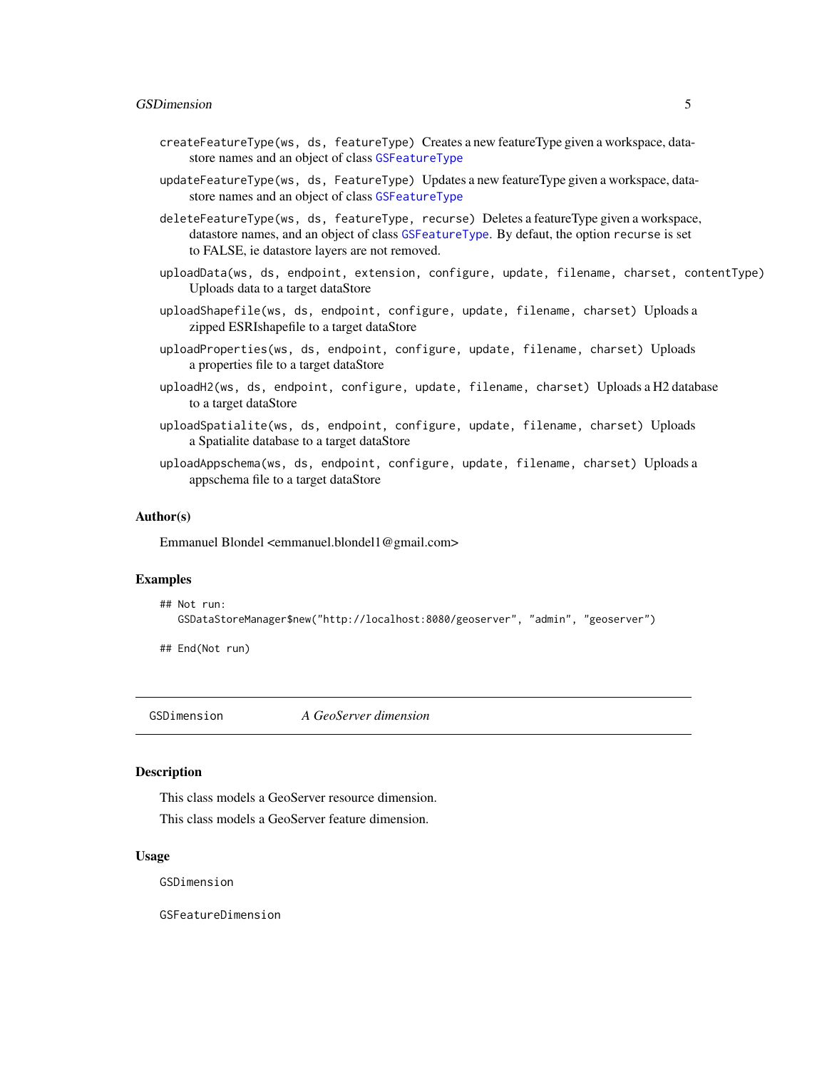`createFeatureType(ws, ds, featureType)` Creates a new featureType given a workspace, datastore names and an object of class `GSFeatureType`

`updateFeatureType(ws, ds, FeatureType)` Updates a new featureType given a workspace, datastore names and an object of class `GSFeatureType`

`deleteFeatureType(ws, ds, featureType, recurse)` Deletes a featureType given a workspace, datastore names, and an object of class `GSFeatureType`. By defaut, the option `recurse` is set to FALSE, ie datastore layers are not removed.

`uploadData(ws, ds, endpoint, extension, configure, update, filename, charset, contentType)` Uploads data to a target dataStore

`uploadShapefile(ws, ds, endpoint, configure, update, filename, charset)` Uploads a zipped ESRIshapefile to a target dataStore

`uploadProperties(ws, ds, endpoint, configure, update, filename, charset)` Uploads a properties file to a target dataStore

`uploadH2(ws, ds, endpoint, configure, update, filename, charset)` Uploads a H2 database to a target dataStore

`uploadSpatialite(ws, ds, endpoint, configure, update, filename, charset)` Uploads a Spatialite database to a target dataStore

`uploadAppschema(ws, ds, endpoint, configure, update, filename, charset)` Uploads a appschema file to a target dataStore

### Author(s)

Emmanuel Blondel <emmanuel.blondel1@gmail.com>

### Examples

```
## Not run:
   GSDataStoreManager$new("http://localhost:8080/geoserver", "admin", "geoserver")

## End(Not run)
```

---

## GSDimension — *A GeoServer dimension*

---

### Description

This class models a GeoServer resource dimension.

This class models a GeoServer feature dimension.

### Usage

```
GSDimension

GSFeatureDimension
```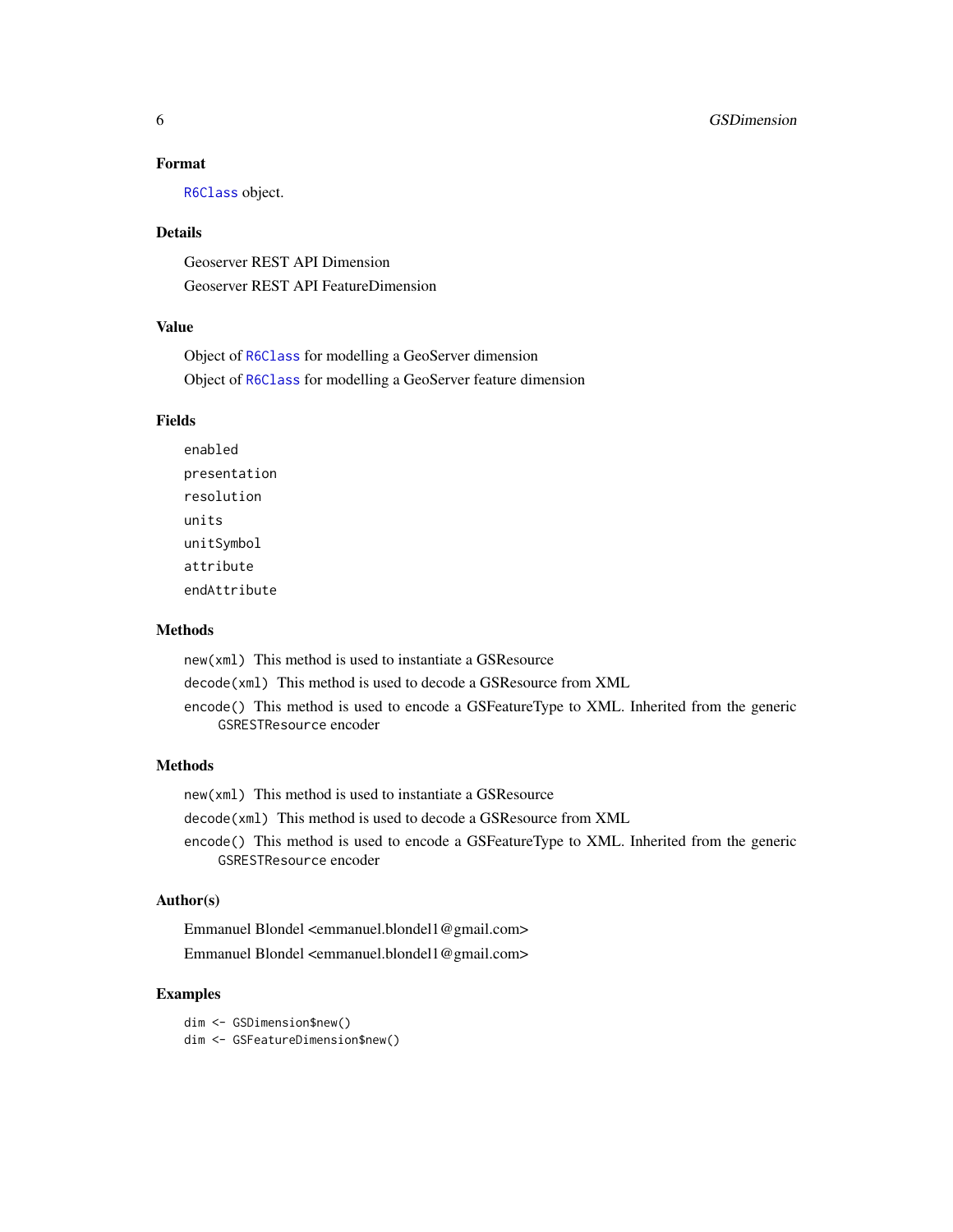## Format

`R6Class` object.

## Details

Geoserver REST API Dimension

Geoserver REST API FeatureDimension

## Value

Object of `R6Class` for modelling a GeoServer dimension

Object of `R6Class` for modelling a GeoServer feature dimension

## Fields

`enabled`

`presentation`

`resolution`

`units`

`unitSymbol`

`attribute`

`endAttribute`

## Methods

`new(xml)` This method is used to instantiate a GSResource

`decode(xml)` This method is used to decode a GSResource from XML

`encode()` This method is used to encode a GSFeatureType to XML. Inherited from the generic `GSRESTResource` encoder

## Methods

`new(xml)` This method is used to instantiate a GSResource

`decode(xml)` This method is used to decode a GSResource from XML

`encode()` This method is used to encode a GSFeatureType to XML. Inherited from the generic `GSRESTResource` encoder

## Author(s)

Emmanuel Blondel <emmanuel.blondel1@gmail.com>

Emmanuel Blondel <emmanuel.blondel1@gmail.com>

## Examples

```
dim <- GSDimension$new()
dim <- GSFeatureDimension$new()
```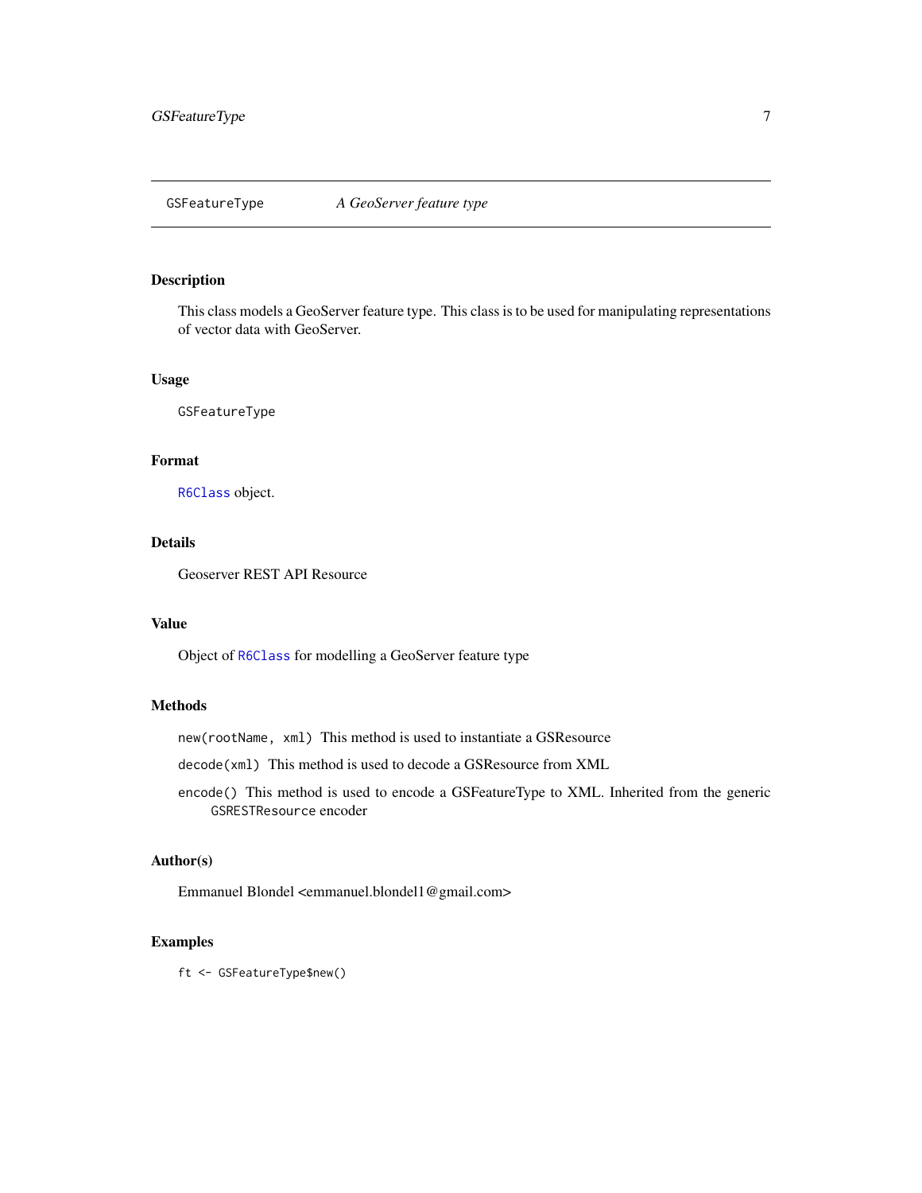# GSFeatureType *A GeoServer feature type*

## Description

This class models a GeoServer feature type. This class is to be used for manipulating representations of vector data with GeoServer.

## Usage

```
GSFeatureType
```

## Format

`R6Class` object.

## Details

Geoserver REST API Resource

## Value

Object of `R6Class` for modelling a GeoServer feature type

## Methods

`new(rootName, xml)` This method is used to instantiate a GSResource

`decode(xml)` This method is used to decode a GSResource from XML

`encode()` This method is used to encode a GSFeatureType to XML. Inherited from the generic `GSRESTResource` encoder

## Author(s)

Emmanuel Blondel <emmanuel.blondel1@gmail.com>

## Examples

```
ft <- GSFeatureType$new()
```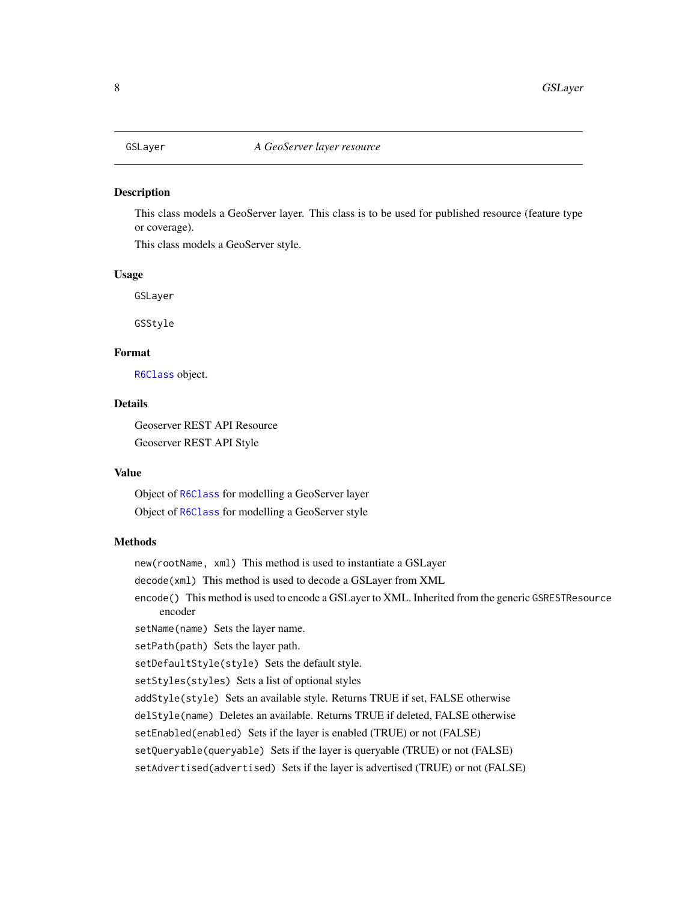# GSLayer — *A GeoServer layer resource*

## Description

This class models a GeoServer layer. This class is to be used for published resource (feature type or coverage).

This class models a GeoServer style.

## Usage

```
GSLayer

GSStyle
```

## Format

`R6Class` object.

## Details

Geoserver REST API Resource

Geoserver REST API Style

## Value

Object of `R6Class` for modelling a GeoServer layer

Object of `R6Class` for modelling a GeoServer style

## Methods

`new(rootName, xml)` This method is used to instantiate a GSLayer

`decode(xml)` This method is used to decode a GSLayer from XML

`encode()` This method is used to encode a GSLayer to XML. Inherited from the generic `GSRESTResource` encoder

`setName(name)` Sets the layer name.

`setPath(path)` Sets the layer path.

`setDefaultStyle(style)` Sets the default style.

`setStyles(styles)` Sets a list of optional styles

`addStyle(style)` Sets an available style. Returns TRUE if set, FALSE otherwise

`delStyle(name)` Deletes an available. Returns TRUE if deleted, FALSE otherwise

`setEnabled(enabled)` Sets if the layer is enabled (TRUE) or not (FALSE)

`setQueryable(queryable)` Sets if the layer is queryable (TRUE) or not (FALSE)

`setAdvertised(advertised)` Sets if the layer is advertised (TRUE) or not (FALSE)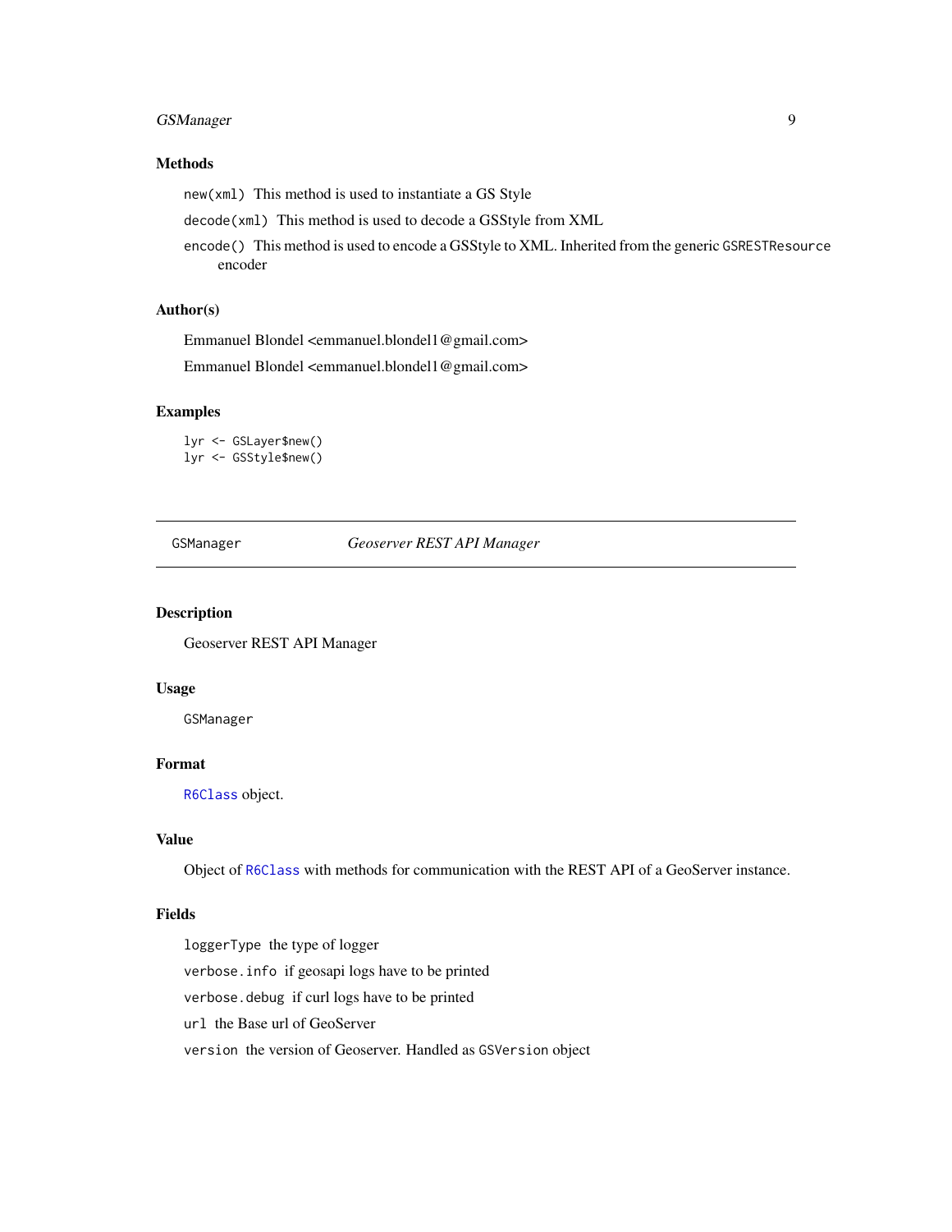### Methods

`new(xml)` This method is used to instantiate a GS Style

`decode(xml)` This method is used to decode a GSStyle from XML

`encode()` This method is used to encode a GSStyle to XML. Inherited from the generic `GSRESTResource` encoder

### Author(s)

Emmanuel Blondel <emmanuel.blondel1@gmail.com>

Emmanuel Blondel <emmanuel.blondel1@gmail.com>

### Examples

```
lyr <- GSLayer$new()
lyr <- GSStyle$new()
```

---

## GSManager — *Geoserver REST API Manager*

---

### Description

Geoserver REST API Manager

### Usage

```
GSManager
```

### Format

`R6Class` object.

### Value

Object of `R6Class` with methods for communication with the REST API of a GeoServer instance.

### Fields

`loggerType` the type of logger

`verbose.info` if geosapi logs have to be printed

`verbose.debug` if curl logs have to be printed

`url` the Base url of GeoServer

`version` the version of Geoserver. Handled as `GSVersion` object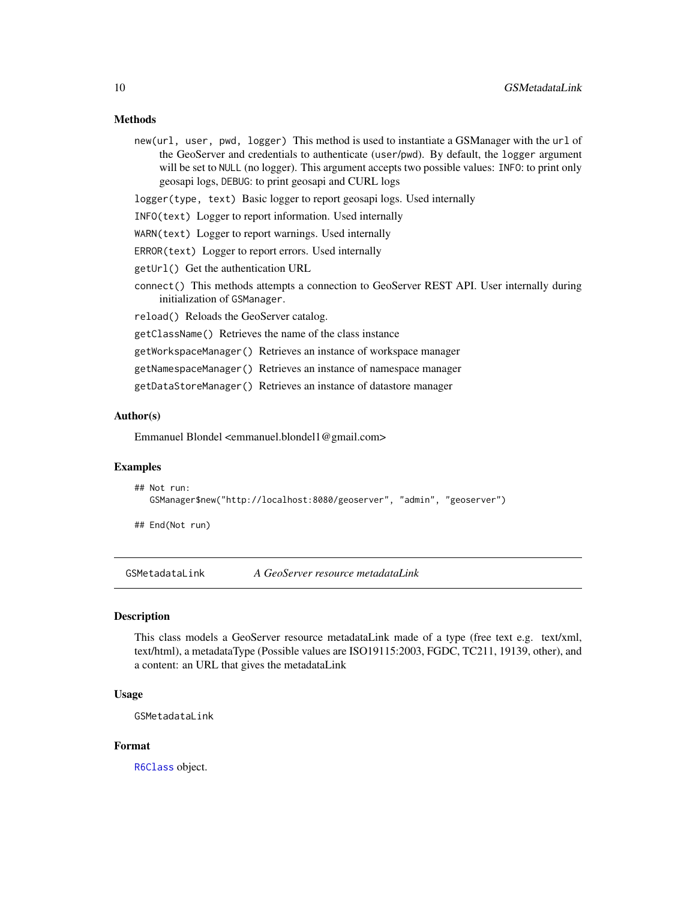### Methods

- `new(url, user, pwd, logger)` This method is used to instantiate a GSManager with the `url` of the GeoServer and credentials to authenticate (`user`/`pwd`). By default, the `logger` argument will be set to `NULL` (no logger). This argument accepts two possible values: `INFO`: to print only geosapi logs, `DEBUG`: to print geosapi and CURL logs
- `logger(type, text)` Basic logger to report geosapi logs. Used internally
- `INFO(text)` Logger to report information. Used internally
- `WARN(text)` Logger to report warnings. Used internally
- `ERROR(text)` Logger to report errors. Used internally
- `getUrl()` Get the authentication URL
- `connect()` This methods attempts a connection to GeoServer REST API. User internally during initialization of `GSManager`.
- `reload()` Reloads the GeoServer catalog.
- `getClassName()` Retrieves the name of the class instance
- `getWorkspaceManager()` Retrieves an instance of workspace manager
- `getNamespaceManager()` Retrieves an instance of namespace manager
- `getDataStoreManager()` Retrieves an instance of datastore manager

### Author(s)

Emmanuel Blondel <emmanuel.blondel1@gmail.com>

### Examples

```
## Not run:
   GSManager$new("http://localhost:8080/geoserver", "admin", "geoserver")

## End(Not run)
```

---

## `GSMetadataLink` *A GeoServer resource metadataLink*

---

### Description

This class models a GeoServer resource metadataLink made of a type (free text e.g. text/xml, text/html), a metadataType (Possible values are ISO19115:2003, FGDC, TC211, 19139, other), and a content: an URL that gives the metadataLink

### Usage

```
GSMetadataLink
```

### Format

`R6Class` object.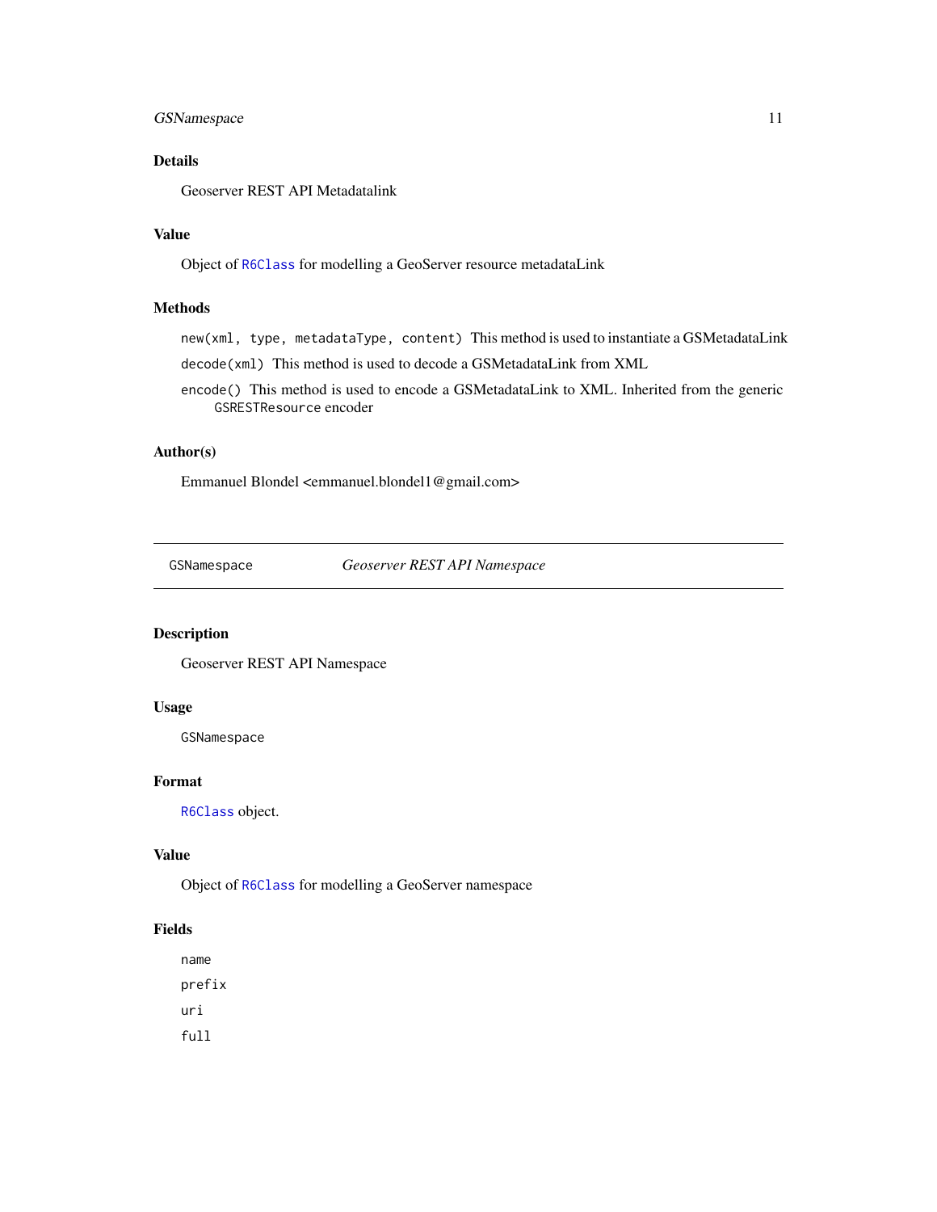## Details

Geoserver REST API Metadatalink

## Value

Object of `R6Class` for modelling a GeoServer resource metadataLink

## Methods

`new(xml, type, metadataType, content)` This method is used to instantiate a GSMetadataLink

`decode(xml)` This method is used to decode a GSMetadataLink from XML

`encode()` This method is used to encode a GSMetadataLink to XML. Inherited from the generic `GSRESTResource` encoder

## Author(s)

Emmanuel Blondel <emmanuel.blondel1@gmail.com>

---

# GSNamespace *Geoserver REST API Namespace*

## Description

Geoserver REST API Namespace

## Usage

```
GSNamespace
```

## Format

`R6Class` object.

## Value

Object of `R6Class` for modelling a GeoServer namespace

## Fields

`name`

`prefix`

`uri`

`full`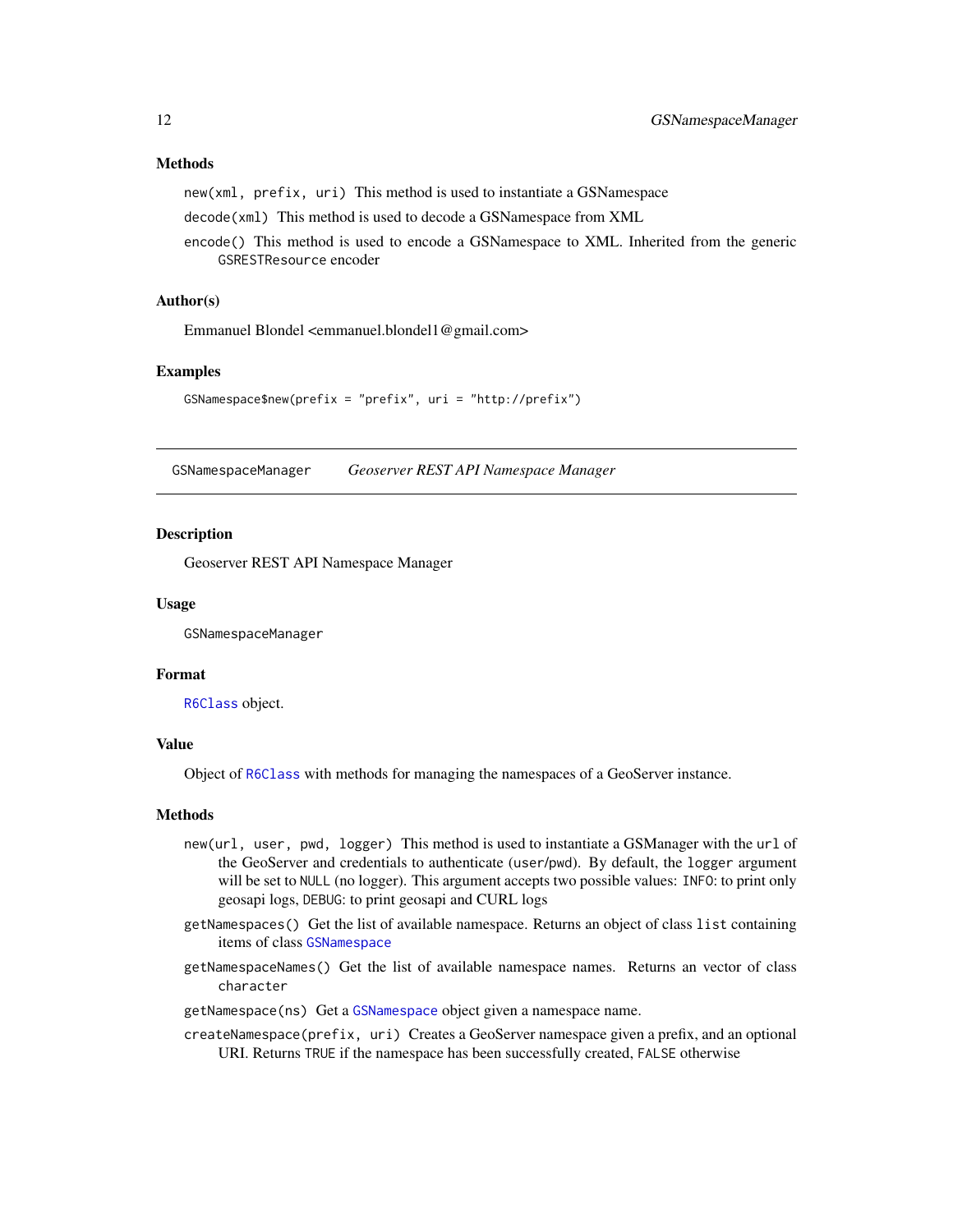### Methods

`new(xml, prefix, uri)` This method is used to instantiate a GSNamespace

`decode(xml)` This method is used to decode a GSNamespace from XML

`encode()` This method is used to encode a GSNamespace to XML. Inherited from the generic `GSRESTResource` encoder

### Author(s)

Emmanuel Blondel <emmanuel.blondel1@gmail.com>

### Examples

```
GSNamespace$new(prefix = "prefix", uri = "http://prefix")
```

---

## GSNamespaceManager — *Geoserver REST API Namespace Manager*

---

### Description

Geoserver REST API Namespace Manager

### Usage

```
GSNamespaceManager
```

### Format

`R6Class` object.

### Value

Object of `R6Class` with methods for managing the namespaces of a GeoServer instance.

### Methods

`new(url, user, pwd, logger)` This method is used to instantiate a GSManager with the `url` of the GeoServer and credentials to authenticate (`user`/`pwd`). By default, the `logger` argument will be set to `NULL` (no logger). This argument accepts two possible values: `INFO`: to print only geosapi logs, `DEBUG`: to print geosapi and CURL logs

`getNamespaces()` Get the list of available namespace. Returns an object of class `list` containing items of class `GSNamespace`

`getNamespaceNames()` Get the list of available namespace names. Returns an vector of class `character`

`getNamespace(ns)` Get a `GSNamespace` object given a namespace name.

`createNamespace(prefix, uri)` Creates a GeoServer namespace given a prefix, and an optional URI. Returns `TRUE` if the namespace has been successfully created, `FALSE` otherwise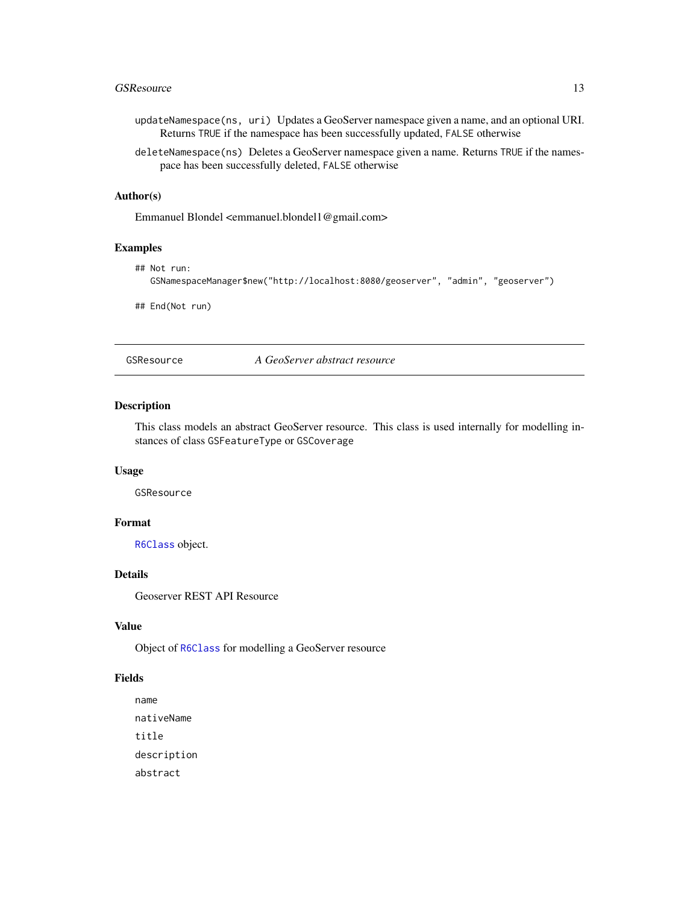`updateNamespace(ns, uri)` Updates a GeoServer namespace given a name, and an optional URI. Returns `TRUE` if the namespace has been successfully updated, `FALSE` otherwise

`deleteNamespace(ns)` Deletes a GeoServer namespace given a name. Returns `TRUE` if the namespace has been successfully deleted, `FALSE` otherwise

### Author(s)

Emmanuel Blondel <emmanuel.blondel1@gmail.com>

### Examples

```
## Not run:
   GSNamespaceManager$new("http://localhost:8080/geoserver", "admin", "geoserver")

## End(Not run)
```

---

## GSResource — *A GeoServer abstract resource*

### Description

This class models an abstract GeoServer resource. This class is used internally for modelling instances of class `GSFeatureType` or `GSCoverage`

### Usage

```
GSResource
```

### Format

`R6Class` object.

### Details

Geoserver REST API Resource

### Value

Object of `R6Class` for modelling a GeoServer resource

### Fields

`name`

`nativeName`

`title`

`description`

`abstract`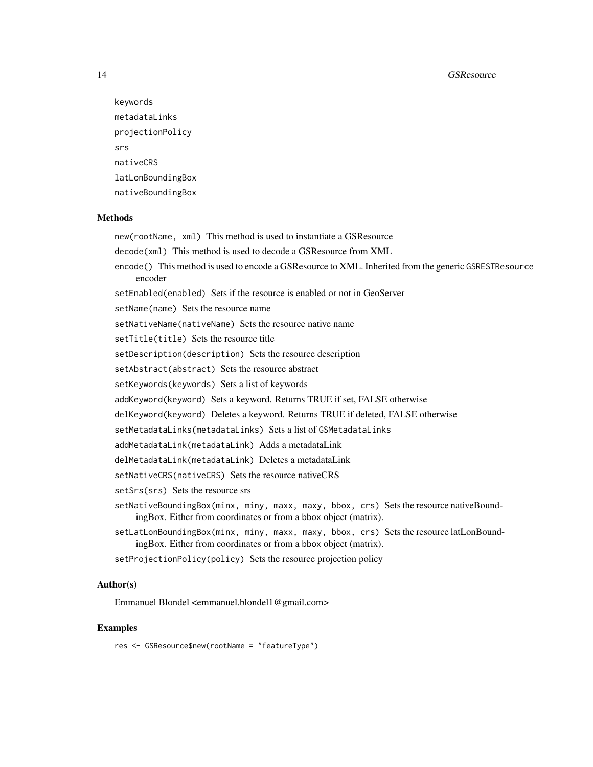keywords

metadataLinks

projectionPolicy

srs

nativeCRS

latLonBoundingBox

nativeBoundingBox

### Methods

`new(rootName, xml)` This method is used to instantiate a GSResource

`decode(xml)` This method is used to decode a GSResource from XML

`encode()` This method is used to encode a GSResource to XML. Inherited from the generic `GSRESTResource` encoder

`setEnabled(enabled)` Sets if the resource is enabled or not in GeoServer

`setName(name)` Sets the resource name

`setNativeName(nativeName)` Sets the resource native name

`setTitle(title)` Sets the resource title

`setDescription(description)` Sets the resource description

`setAbstract(abstract)` Sets the resource abstract

`setKeywords(keywords)` Sets a list of keywords

`addKeyword(keyword)` Sets a keyword. Returns TRUE if set, FALSE otherwise

`delKeyword(keyword)` Deletes a keyword. Returns TRUE if deleted, FALSE otherwise

`setMetadataLinks(metadataLinks)` Sets a list of `GSMetadataLinks`

`addMetadataLink(metadataLink)` Adds a metadataLink

`delMetadataLink(metadataLink)` Deletes a metadataLink

`setNativeCRS(nativeCRS)` Sets the resource nativeCRS

`setSrs(srs)` Sets the resource srs

`setNativeBoundingBox(minx, miny, maxx, maxy, bbox, crs)` Sets the resource nativeBoundingBox. Either from coordinates or from a `bbox` object (matrix).

`setLatLonBoundingBox(minx, miny, maxx, maxy, bbox, crs)` Sets the resource latLonBoundingBox. Either from coordinates or from a `bbox` object (matrix).

`setProjectionPolicy(policy)` Sets the resource projection policy

### Author(s)

Emmanuel Blondel <emmanuel.blondel1@gmail.com>

### Examples

```
res <- GSResource$new(rootName = "featureType")
```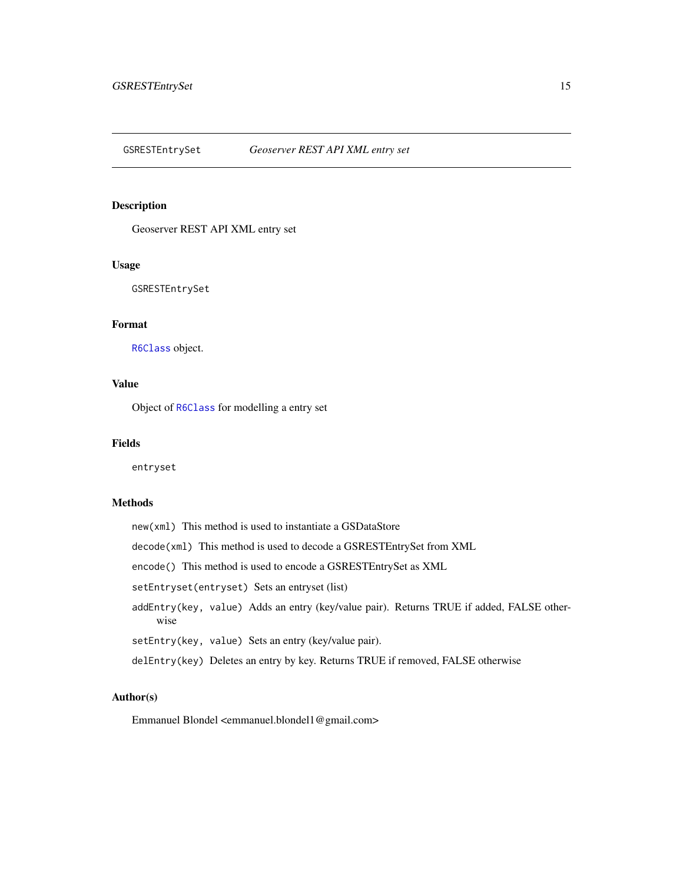# GSRESTEntrySet — *Geoserver REST API XML entry set*

## Description

Geoserver REST API XML entry set

## Usage

```
GSRESTEntrySet
```

## Format

`R6Class` object.

## Value

Object of `R6Class` for modelling a entry set

## Fields

`entryset`

## Methods

`new(xml)` This method is used to instantiate a GSDataStore

`decode(xml)` This method is used to decode a GSRESTEntrySet from XML

`encode()` This method is used to encode a GSRESTEntrySet as XML

`setEntryset(entryset)` Sets an entryset (list)

`addEntry(key, value)` Adds an entry (key/value pair). Returns TRUE if added, FALSE otherwise

`setEntry(key, value)` Sets an entry (key/value pair).

`delEntry(key)` Deletes an entry by key. Returns TRUE if removed, FALSE otherwise

## Author(s)

Emmanuel Blondel <emmanuel.blondel1@gmail.com>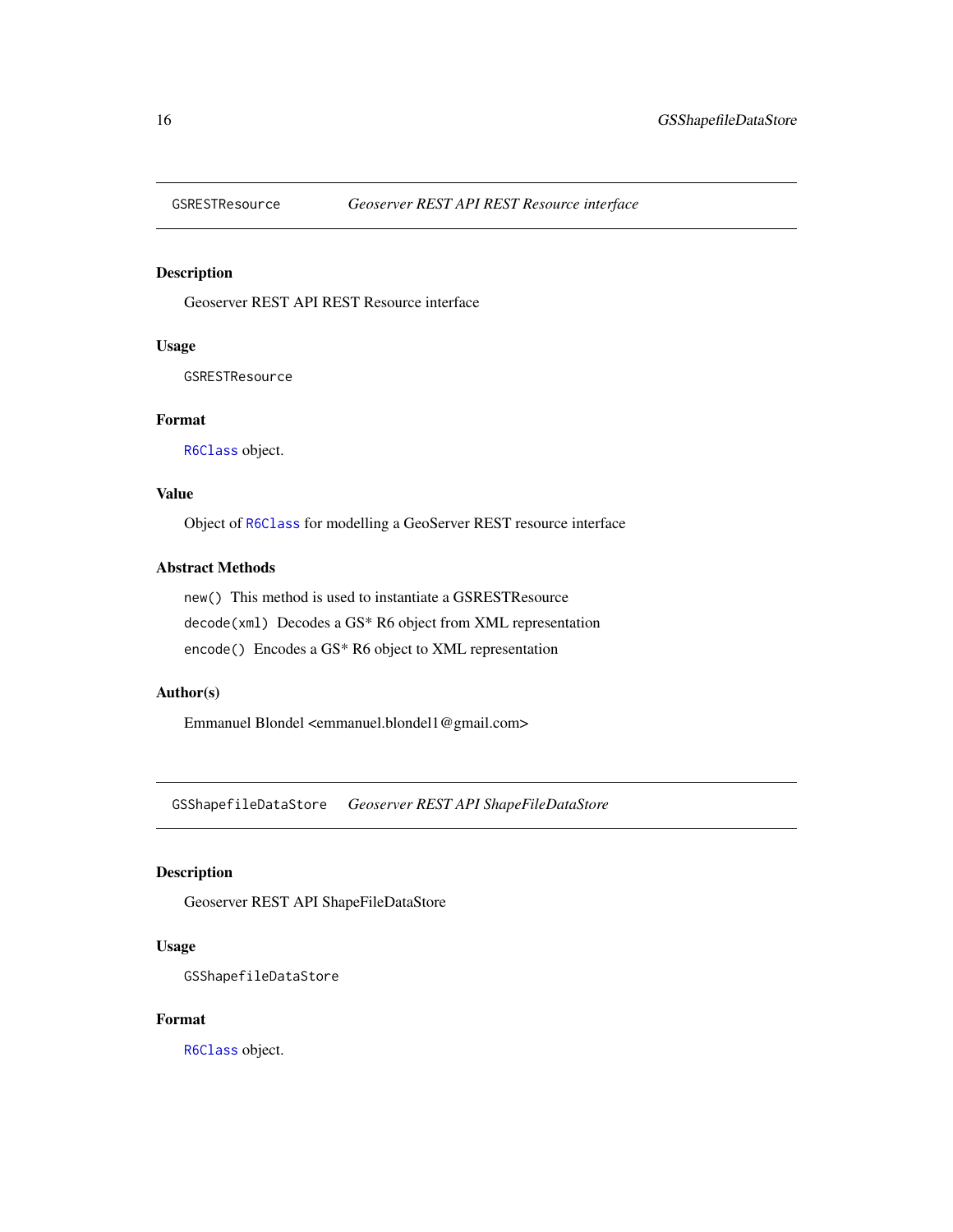## GSRESTResource — *Geoserver REST API REST Resource interface*

### Description

Geoserver REST API REST Resource interface

### Usage

```
GSRESTResource
```

### Format

`R6Class` object.

### Value

Object of `R6Class` for modelling a GeoServer REST resource interface

### Abstract Methods

`new()` This method is used to instantiate a GSRESTResource

`decode(xml)` Decodes a GS* R6 object from XML representation

`encode()` Encodes a GS* R6 object to XML representation

### Author(s)

Emmanuel Blondel <emmanuel.blondel1@gmail.com>

## GSShapefileDataStore — *Geoserver REST API ShapeFileDataStore*

### Description

Geoserver REST API ShapeFileDataStore

### Usage

```
GSShapefileDataStore
```

### Format

`R6Class` object.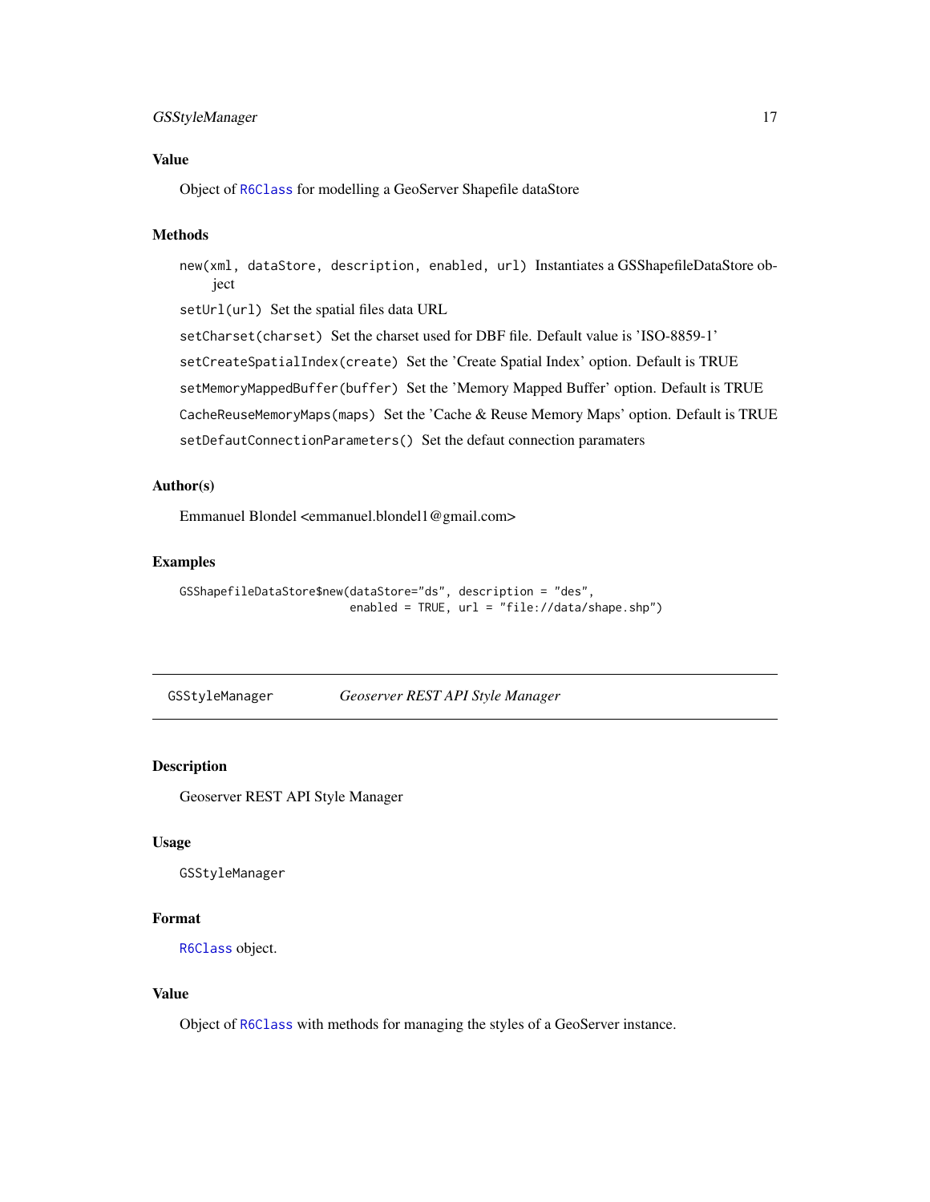### Value

Object of `R6Class` for modelling a GeoServer Shapefile dataStore

### Methods

`new(xml, dataStore, description, enabled, url)` Instantiates a GSShapefileDataStore object

`setUrl(url)` Set the spatial files data URL

`setCharset(charset)` Set the charset used for DBF file. Default value is 'ISO-8859-1'

`setCreateSpatialIndex(create)` Set the 'Create Spatial Index' option. Default is TRUE

`setMemoryMappedBuffer(buffer)` Set the 'Memory Mapped Buffer' option. Default is TRUE

`CacheReuseMemoryMaps(maps)` Set the 'Cache & Reuse Memory Maps' option. Default is TRUE

`setDefautConnectionParameters()` Set the defaut connection paramaters

### Author(s)

Emmanuel Blondel <emmanuel.blondel1@gmail.com>

### Examples

```
GSShapefileDataStore$new(dataStore="ds", description = "des",
                         enabled = TRUE, url = "file://data/shape.shp")
```

---

## GSStyleManager — *Geoserver REST API Style Manager*

---

### Description

Geoserver REST API Style Manager

### Usage

```
GSStyleManager
```

### Format

`R6Class` object.

### Value

Object of `R6Class` with methods for managing the styles of a GeoServer instance.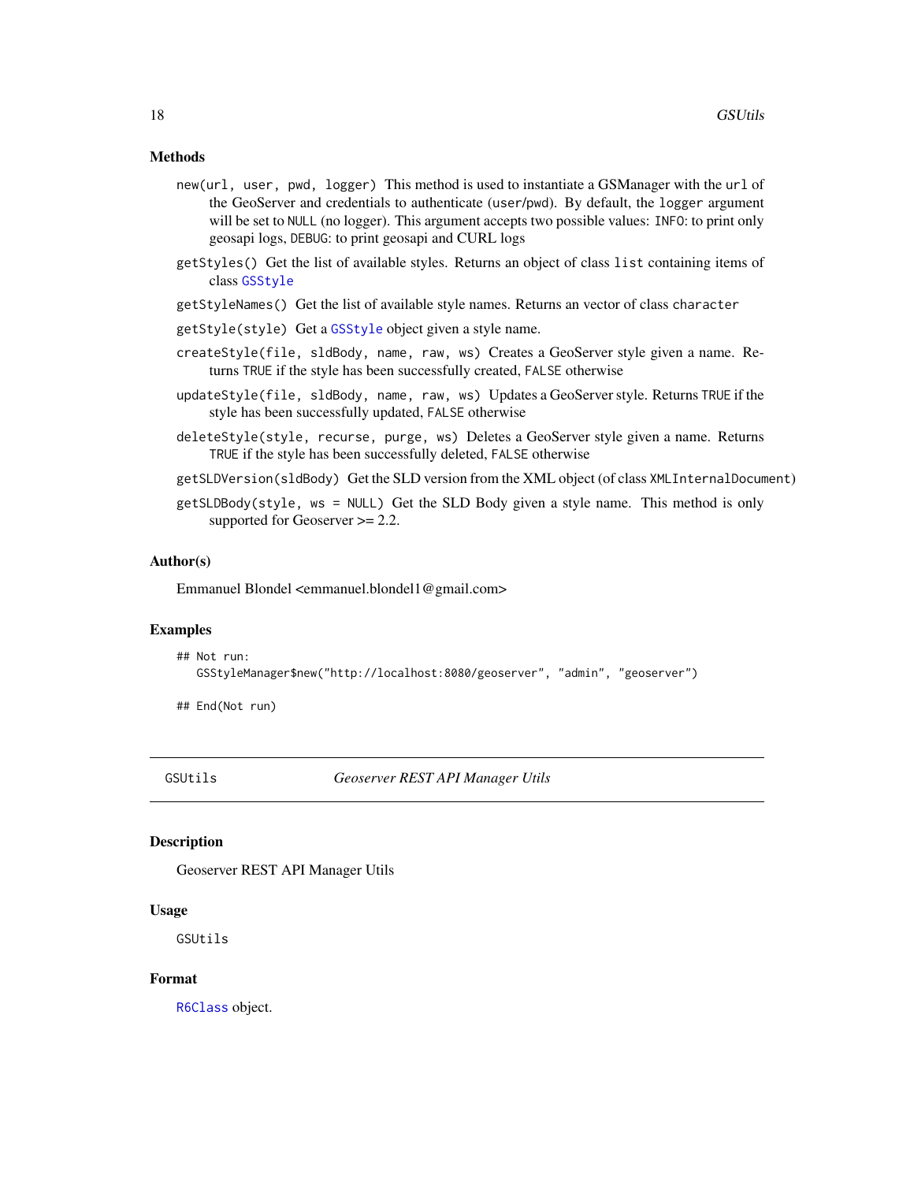## Methods

`new(url, user, pwd, logger)` This method is used to instantiate a GSManager with the `url` of the GeoServer and credentials to authenticate (`user`/`pwd`). By default, the `logger` argument will be set to `NULL` (no logger). This argument accepts two possible values: `INFO`: to print only geosapi logs, `DEBUG`: to print geosapi and CURL logs

`getStyles()` Get the list of available styles. Returns an object of class `list` containing items of class `GSStyle`

`getStyleNames()` Get the list of available style names. Returns an vector of class `character`

`getStyle(style)` Get a `GSStyle` object given a style name.

`createStyle(file, sldBody, name, raw, ws)` Creates a GeoServer style given a name. Returns `TRUE` if the style has been successfully created, `FALSE` otherwise

`updateStyle(file, sldBody, name, raw, ws)` Updates a GeoServer style. Returns `TRUE` if the style has been successfully updated, `FALSE` otherwise

`deleteStyle(style, recurse, purge, ws)` Deletes a GeoServer style given a name. Returns `TRUE` if the style has been successfully deleted, `FALSE` otherwise

`getSLDVersion(sldBody)` Get the SLD version from the XML object (of class `XMLInternalDocument`)

`getSLDBody(style, ws = NULL)` Get the SLD Body given a style name. This method is only supported for Geoserver >= 2.2.

## Author(s)

Emmanuel Blondel <emmanuel.blondel1@gmail.com>

## Examples

```
## Not run:
   GSStyleManager$new("http://localhost:8080/geoserver", "admin", "geoserver")

## End(Not run)
```

---

# GSUtils — *Geoserver REST API Manager Utils*

## Description

Geoserver REST API Manager Utils

## Usage

```
GSUtils
```

## Format

`R6Class` object.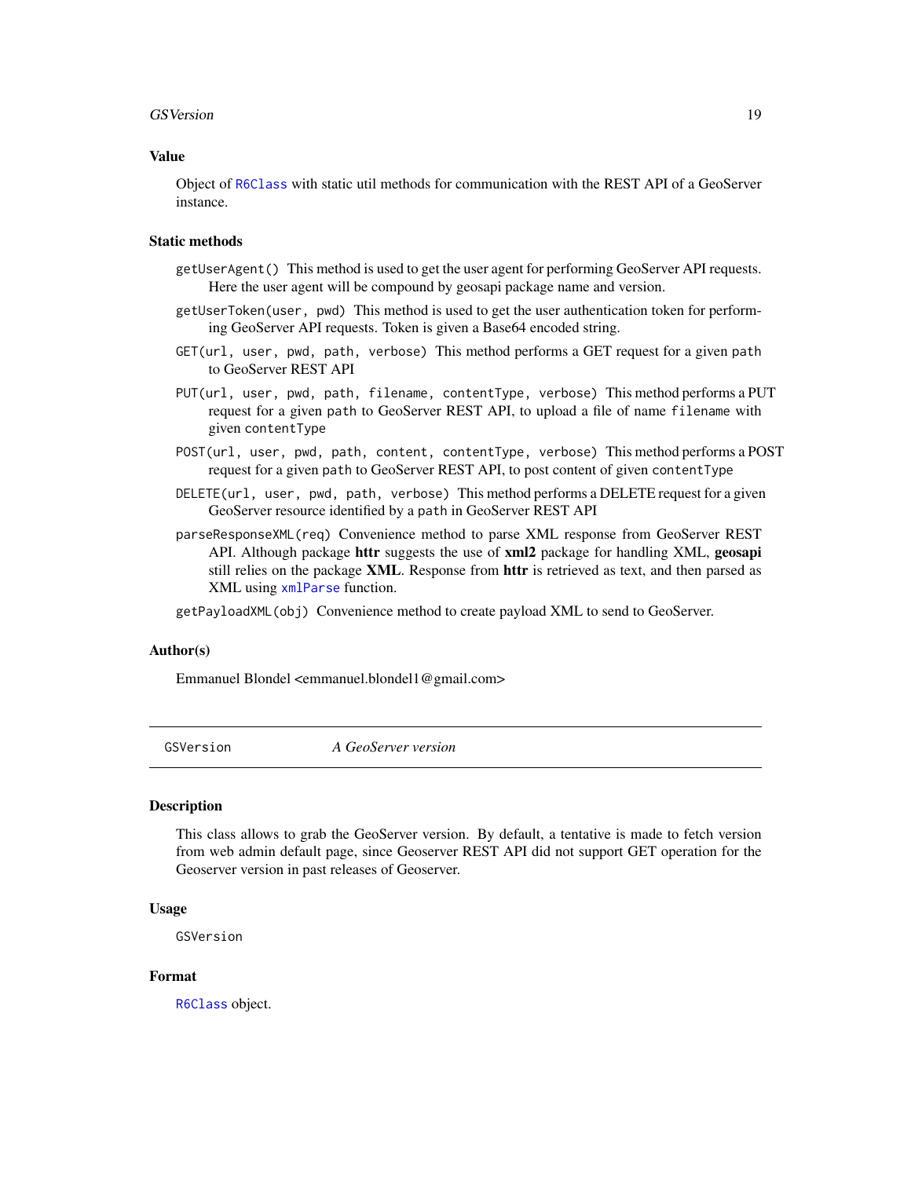### Value

Object of `R6Class` with static util methods for communication with the REST API of a GeoServer instance.

### Static methods

`getUserAgent()` This method is used to get the user agent for performing GeoServer API requests. Here the user agent will be compound by geosapi package name and version.

`getUserToken(user, pwd)` This method is used to get the user authentication token for performing GeoServer API requests. Token is given a Base64 encoded string.

`GET(url, user, pwd, path, verbose)` This method performs a GET request for a given `path` to GeoServer REST API

`PUT(url, user, pwd, path, filename, contentType, verbose)` This method performs a PUT request for a given `path` to GeoServer REST API, to upload a file of name `filename` with given `contentType`

`POST(url, user, pwd, path, content, contentType, verbose)` This method performs a POST request for a given `path` to GeoServer REST API, to post content of given `contentType`

`DELETE(url, user, pwd, path, verbose)` This method performs a DELETE request for a given GeoServer resource identified by a `path` in GeoServer REST API

`parseResponseXML(req)` Convenience method to parse XML response from GeoServer REST API. Although package **httr** suggests the use of **xml2** package for handling XML, **geosapi** still relies on the package **XML**. Response from **httr** is retrieved as text, and then parsed as XML using `xmlParse` function.

`getPayloadXML(obj)` Convenience method to create payload XML to send to GeoServer.

### Author(s)

Emmanuel Blondel <emmanuel.blondel1@gmail.com>

---

## GSVersion — *A GeoServer version*

### Description

This class allows to grab the GeoServer version. By default, a tentative is made to fetch version from web admin default page, since Geoserver REST API did not support GET operation for the Geoserver version in past releases of Geoserver.

### Usage

```
GSVersion
```

### Format

`R6Class` object.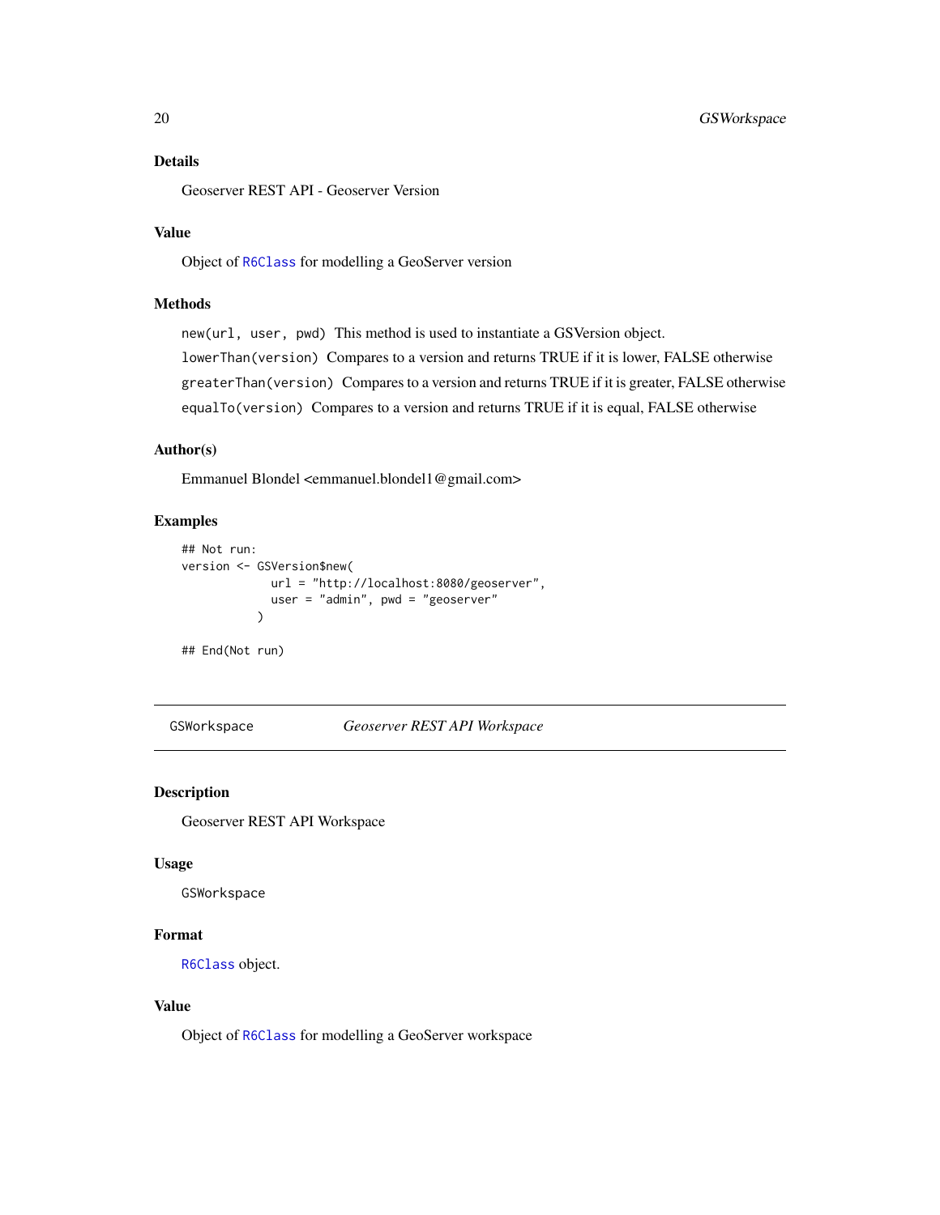### Details

Geoserver REST API - Geoserver Version

### Value

Object of `R6Class` for modelling a GeoServer version

### Methods

`new(url, user, pwd)` This method is used to instantiate a GSVersion object.

`lowerThan(version)` Compares to a version and returns TRUE if it is lower, FALSE otherwise

`greaterThan(version)` Compares to a version and returns TRUE if it is greater, FALSE otherwise

`equalTo(version)` Compares to a version and returns TRUE if it is equal, FALSE otherwise

### Author(s)

Emmanuel Blondel <emmanuel.blondel1@gmail.com>

### Examples

```
## Not run:
version <- GSVersion$new(
             url = "http://localhost:8080/geoserver",
             user = "admin", pwd = "geoserver"
           )

## End(Not run)
```

---

## GSWorkspace — *Geoserver REST API Workspace*

---

### Description

Geoserver REST API Workspace

### Usage

```
GSWorkspace
```

### Format

`R6Class` object.

### Value

Object of `R6Class` for modelling a GeoServer workspace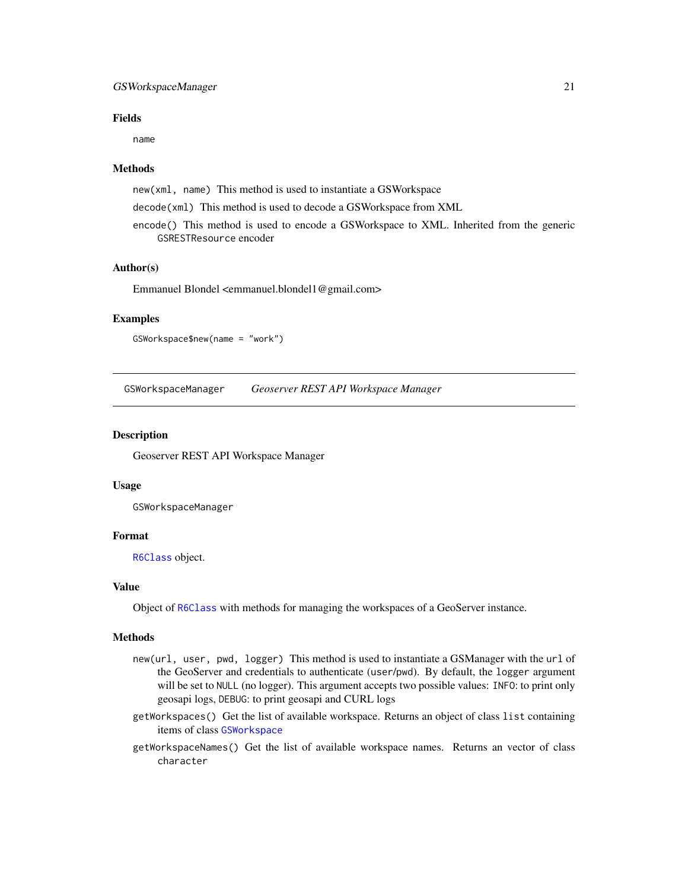### Fields

`name`

### Methods

`new(xml, name)` This method is used to instantiate a GSWorkspace

`decode(xml)` This method is used to decode a GSWorkspace from XML

`encode()` This method is used to encode a GSWorkspace to XML. Inherited from the generic `GSRESTResource` encoder

### Author(s)

Emmanuel Blondel <emmanuel.blondel1@gmail.com>

### Examples

```
GSWorkspace$new(name = "work")
```

---

## GSWorkspaceManager *Geoserver REST API Workspace Manager*

---

### Description

Geoserver REST API Workspace Manager

### Usage

```
GSWorkspaceManager
```

### Format

`R6Class` object.

### Value

Object of `R6Class` with methods for managing the workspaces of a GeoServer instance.

### Methods

`new(url, user, pwd, logger)` This method is used to instantiate a GSManager with the `url` of the GeoServer and credentials to authenticate (`user`/`pwd`). By default, the `logger` argument will be set to `NULL` (no logger). This argument accepts two possible values: `INFO`: to print only geosapi logs, `DEBUG`: to print geosapi and CURL logs

`getWorkspaces()` Get the list of available workspace. Returns an object of class `list` containing items of class `GSWorkspace`

`getWorkspaceNames()` Get the list of available workspace names. Returns an vector of class `character`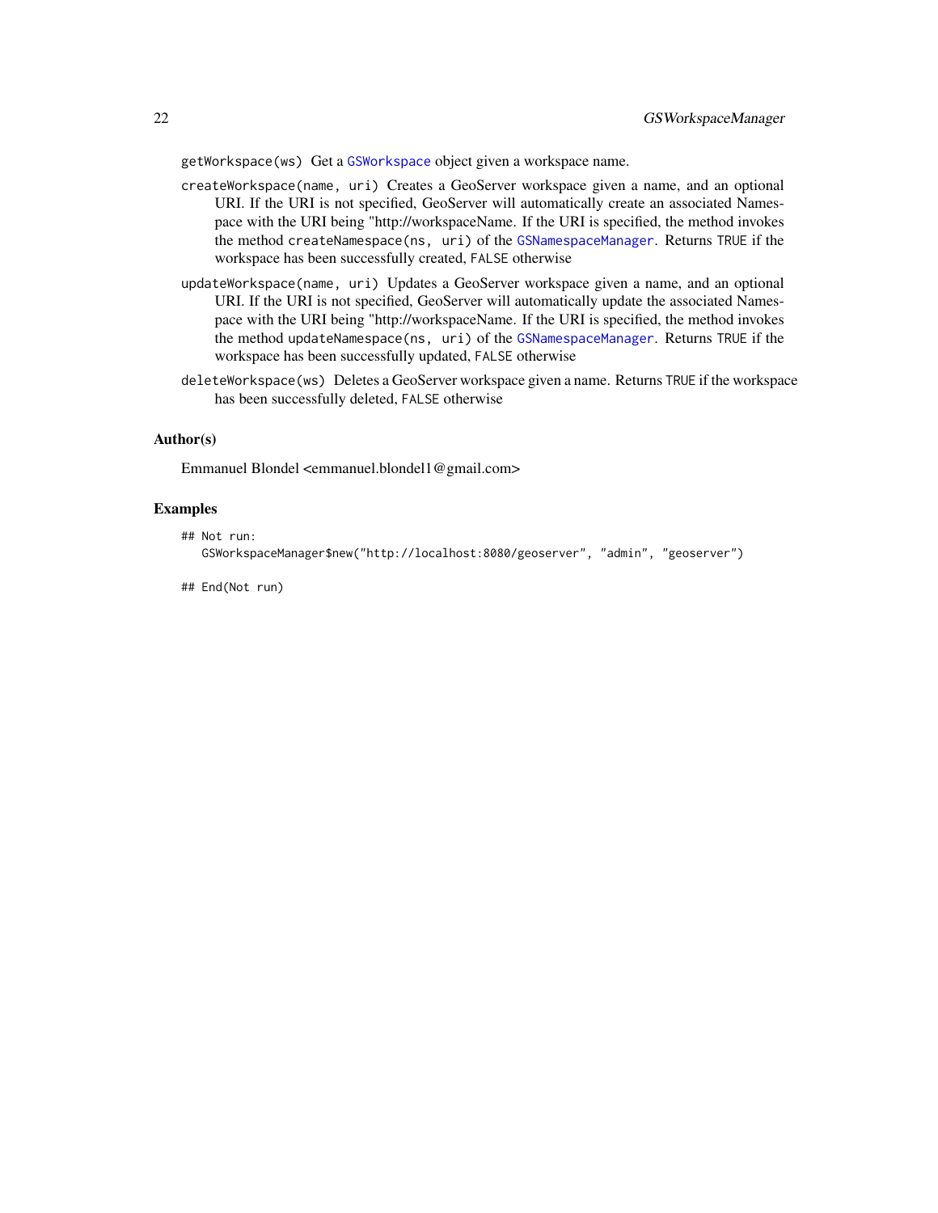`getWorkspace(ws)` Get a `GSWorkspace` object given a workspace name.

`createWorkspace(name, uri)` Creates a GeoServer workspace given a name, and an optional URI. If the URI is not specified, GeoServer will automatically create an associated Namespace with the URI being "http://workspaceName. If the URI is specified, the method invokes the method `createNamespace(ns, uri)` of the `GSNamespaceManager`. Returns `TRUE` if the workspace has been successfully created, `FALSE` otherwise

`updateWorkspace(name, uri)` Updates a GeoServer workspace given a name, and an optional URI. If the URI is not specified, GeoServer will automatically update the associated Namespace with the URI being "http://workspaceName. If the URI is specified, the method invokes the method `updateNamespace(ns, uri)` of the `GSNamespaceManager`. Returns `TRUE` if the workspace has been successfully updated, `FALSE` otherwise

`deleteWorkspace(ws)` Deletes a GeoServer workspace given a name. Returns `TRUE` if the workspace has been successfully deleted, `FALSE` otherwise

### Author(s)

Emmanuel Blondel <emmanuel.blondel1@gmail.com>

### Examples

```
## Not run:
   GSWorkspaceManager$new("http://localhost:8080/geoserver", "admin", "geoserver")

## End(Not run)
```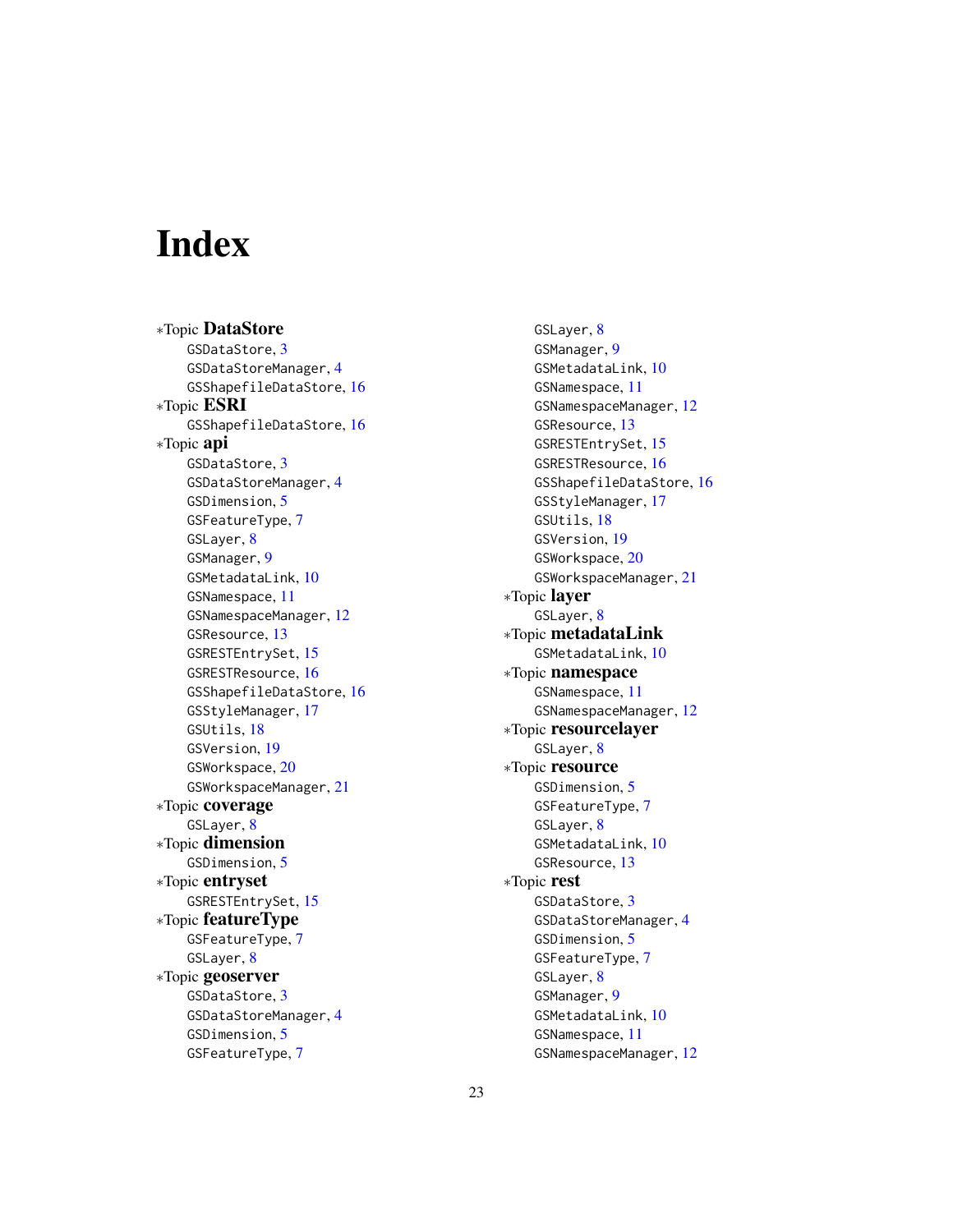# Index

∗Topic **DataStore**
- GSDataStore, 3
- GSDataStoreManager, 4
- GSShapefileDataStore, 16

∗Topic **ESRI**
- GSShapefileDataStore, 16

∗Topic **api**
- GSDataStore, 3
- GSDataStoreManager, 4
- GSDimension, 5
- GSFeatureType, 7
- GSLayer, 8
- GSManager, 9
- GSMetadataLink, 10
- GSNamespace, 11
- GSNamespaceManager, 12
- GSResource, 13
- GSRESTEntrySet, 15
- GSRESTResource, 16
- GSShapefileDataStore, 16
- GSStyleManager, 17
- GSUtils, 18
- GSVersion, 19
- GSWorkspace, 20
- GSWorkspaceManager, 21

∗Topic **coverage**
- GSLayer, 8

∗Topic **dimension**
- GSDimension, 5

∗Topic **entryset**
- GSRESTEntrySet, 15

∗Topic **featureType**
- GSFeatureType, 7
- GSLayer, 8

∗Topic **geoserver**
- GSDataStore, 3
- GSDataStoreManager, 4
- GSDimension, 5
- GSFeatureType, 7
- GSLayer, 8
- GSManager, 9
- GSMetadataLink, 10
- GSNamespace, 11
- GSNamespaceManager, 12
- GSResource, 13
- GSRESTEntrySet, 15
- GSRESTResource, 16
- GSShapefileDataStore, 16
- GSStyleManager, 17
- GSUtils, 18
- GSVersion, 19
- GSWorkspace, 20
- GSWorkspaceManager, 21

∗Topic **layer**
- GSLayer, 8

∗Topic **metadataLink**
- GSMetadataLink, 10

∗Topic **namespace**
- GSNamespace, 11
- GSNamespaceManager, 12

∗Topic **resourcelayer**
- GSLayer, 8

∗Topic **resource**
- GSDimension, 5
- GSFeatureType, 7
- GSLayer, 8
- GSMetadataLink, 10
- GSResource, 13

∗Topic **rest**
- GSDataStore, 3
- GSDataStoreManager, 4
- GSDimension, 5
- GSFeatureType, 7
- GSLayer, 8
- GSManager, 9
- GSMetadataLink, 10
- GSNamespace, 11
- GSNamespaceManager, 12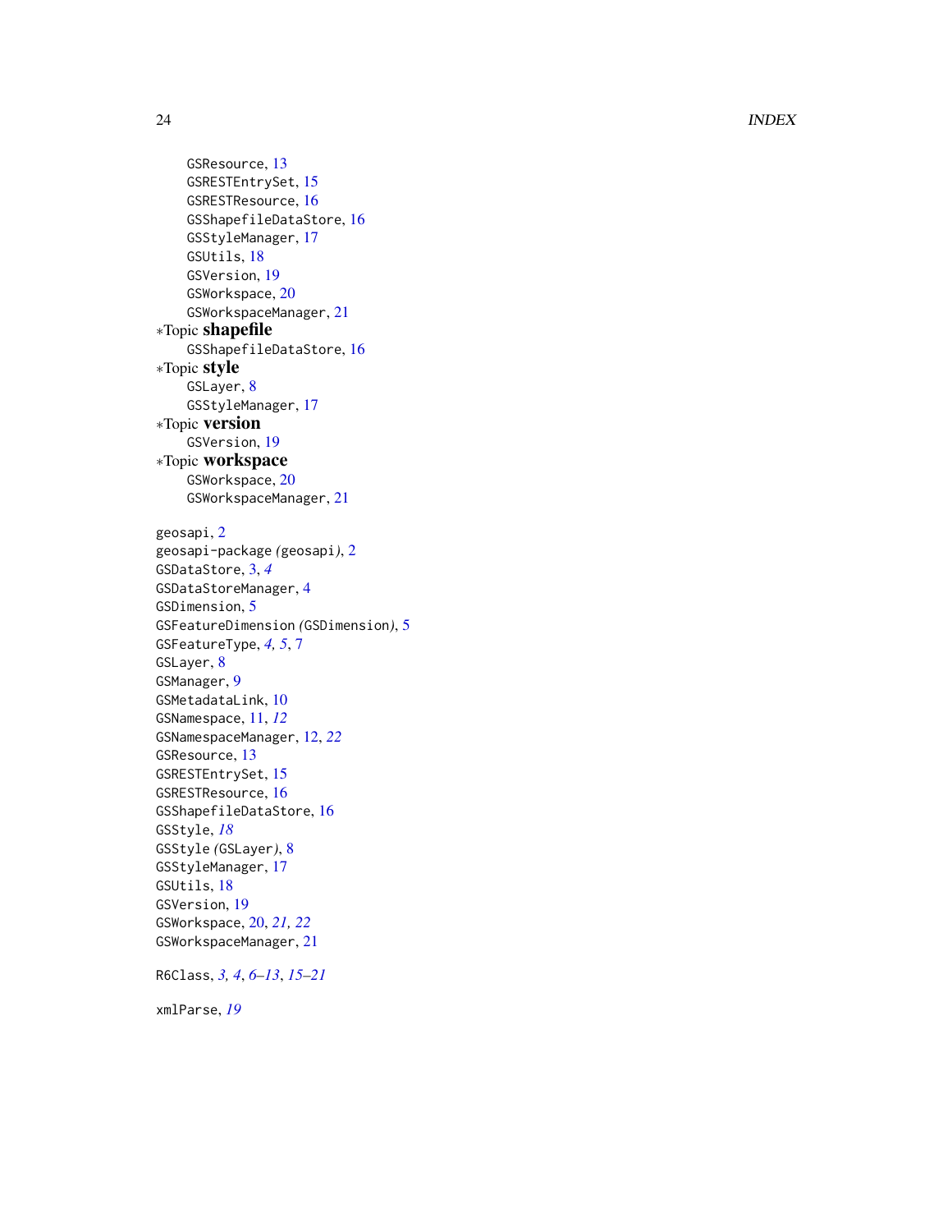GSResource, 13
GSRESTEntrySet, 15
GSRESTResource, 16
GSShapefileDataStore, 16
GSStyleManager, 17
GSUtils, 18
GSVersion, 19
GSWorkspace, 20
GSWorkspaceManager, 21

∗Topic **shapefile**
GSShapefileDataStore, 16

∗Topic **style**
GSLayer, 8
GSStyleManager, 17

∗Topic **version**
GSVersion, 19

∗Topic **workspace**
GSWorkspace, 20
GSWorkspaceManager, 21

geosapi, 2
geosapi-package *(*geosapi*)*, 2
GSDataStore, 3, *4*
GSDataStoreManager, 4
GSDimension, 5
GSFeatureDimension *(*GSDimension*)*, 5
GSFeatureType, *4, 5*, 7
GSLayer, 8
GSManager, 9
GSMetadataLink, 10
GSNamespace, 11, *12*
GSNamespaceManager, 12, *22*
GSResource, 13
GSRESTEntrySet, 15
GSRESTResource, 16
GSShapefileDataStore, 16
GSStyle, *18*
GSStyle *(*GSLayer*)*, 8
GSStyleManager, 17
GSUtils, 18
GSVersion, 19
GSWorkspace, 20, *21, 22*
GSWorkspaceManager, 21

R6Class, *3, 4*, *6–13*, *15–21*

xmlParse, *19*